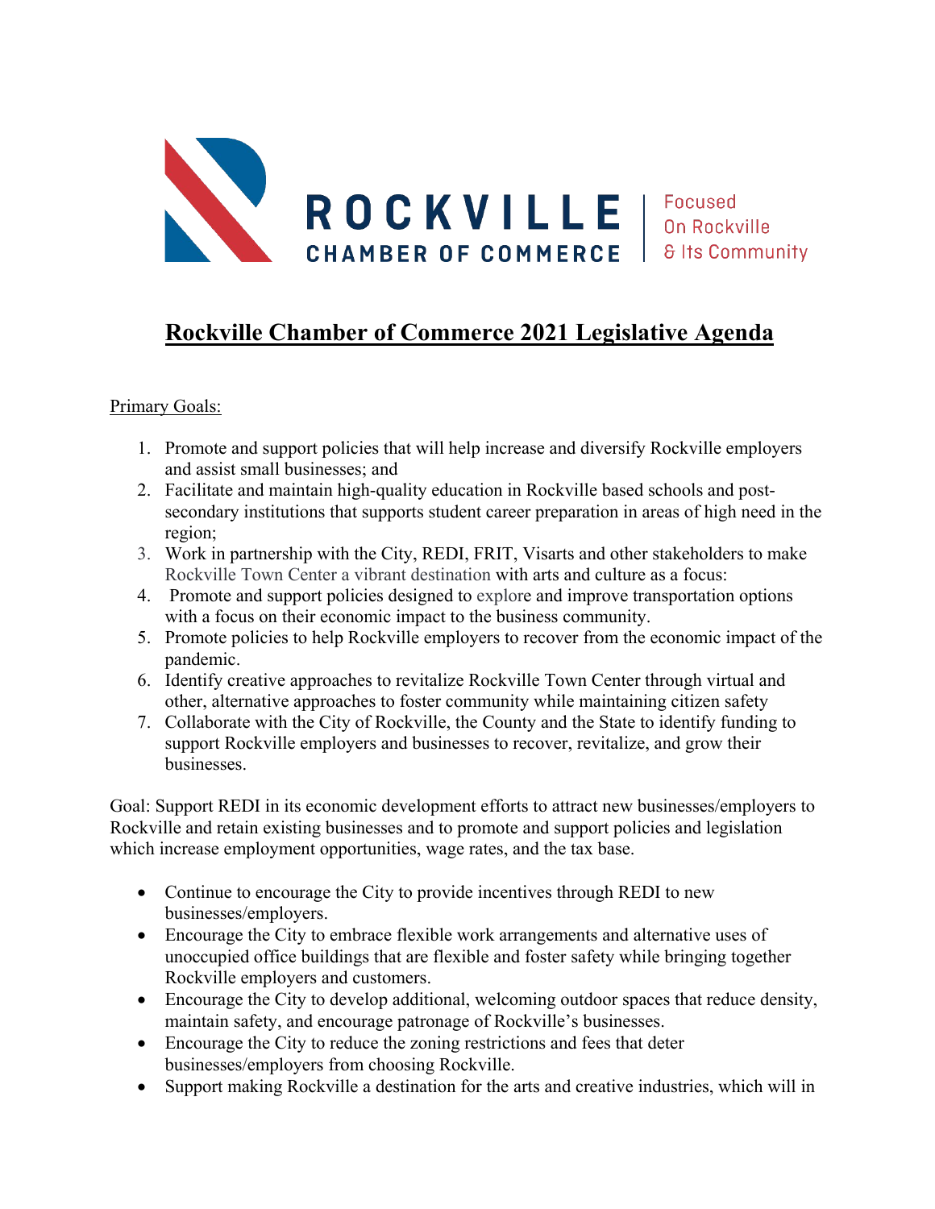ROCKVILLE CHAMBER OF COMMERCE | Focused On Rockville & Its Community

# Rockville Chamber of Commerce 2021 Legislative Agenda

Primary Goals:

1. Promote and support policies that will help increase and diversify Rockville employers and assist small businesses; and
2. Facilitate and maintain high-quality education in Rockville based schools and post-secondary institutions that supports student career preparation in areas of high need in the region;
3. Work in partnership with the City, REDI, FRIT, Visarts and other stakeholders to make Rockville Town Center a vibrant destination with arts and culture as a focus:
4. Promote and support policies designed to explore and improve transportation options with a focus on their economic impact to the business community.
5. Promote policies to help Rockville employers to recover from the economic impact of the pandemic.
6. Identify creative approaches to revitalize Rockville Town Center through virtual and other, alternative approaches to foster community while maintaining citizen safety
7. Collaborate with the City of Rockville, the County and the State to identify funding to support Rockville employers and businesses to recover, revitalize, and grow their businesses.

Goal: Support REDI in its economic development efforts to attract new businesses/employers to Rockville and retain existing businesses and to promote and support policies and legislation which increase employment opportunities, wage rates, and the tax base.

- Continue to encourage the City to provide incentives through REDI to new businesses/employers.
- Encourage the City to embrace flexible work arrangements and alternative uses of unoccupied office buildings that are flexible and foster safety while bringing together Rockville employers and customers.
- Encourage the City to develop additional, welcoming outdoor spaces that reduce density, maintain safety, and encourage patronage of Rockville's businesses.
- Encourage the City to reduce the zoning restrictions and fees that deter businesses/employers from choosing Rockville.
- Support making Rockville a destination for the arts and creative industries, which will in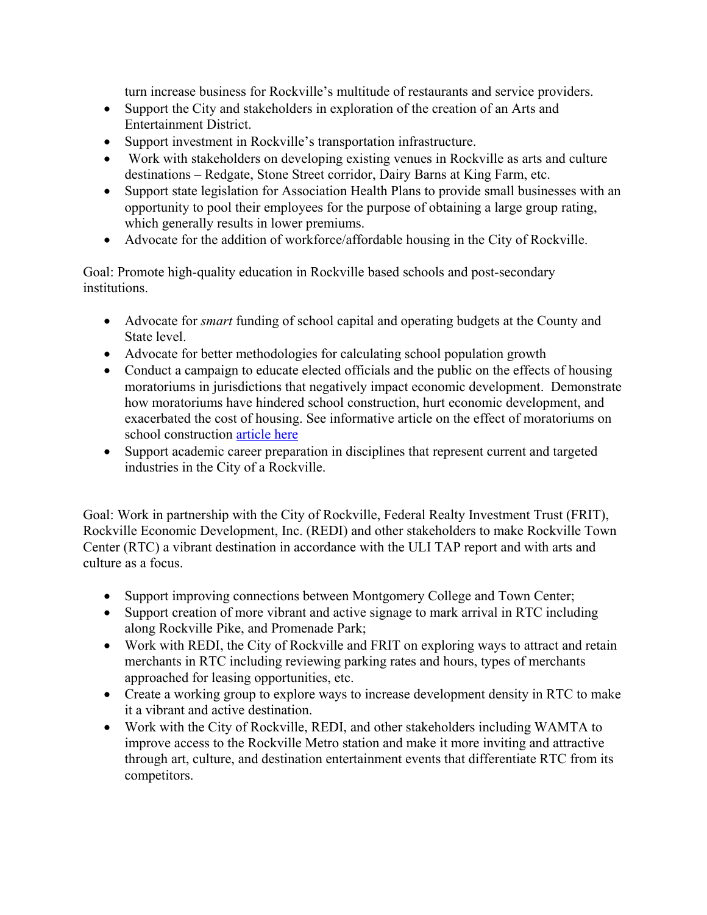turn increase business for Rockville's multitude of restaurants and service providers.

- Support the City and stakeholders in exploration of the creation of an Arts and Entertainment District.
- Support investment in Rockville's transportation infrastructure.
- Work with stakeholders on developing existing venues in Rockville as arts and culture destinations – Redgate, Stone Street corridor, Dairy Barns at King Farm, etc.
- Support state legislation for Association Health Plans to provide small businesses with an opportunity to pool their employees for the purpose of obtaining a large group rating, which generally results in lower premiums.
- Advocate for the addition of workforce/affordable housing in the City of Rockville.

Goal: Promote high-quality education in Rockville based schools and post-secondary institutions.

- Advocate for *smart* funding of school capital and operating budgets at the County and State level.
- Advocate for better methodologies for calculating school population growth
- Conduct a campaign to educate elected officials and the public on the effects of housing moratoriums in jurisdictions that negatively impact economic development. Demonstrate how moratoriums have hindered school construction, hurt economic development, and exacerbated the cost of housing. See informative article on the effect of moratoriums on school construction article here
- Support academic career preparation in disciplines that represent current and targeted industries in the City of a Rockville.

Goal: Work in partnership with the City of Rockville, Federal Realty Investment Trust (FRIT), Rockville Economic Development, Inc. (REDI) and other stakeholders to make Rockville Town Center (RTC) a vibrant destination in accordance with the ULI TAP report and with arts and culture as a focus.

- Support improving connections between Montgomery College and Town Center;
- Support creation of more vibrant and active signage to mark arrival in RTC including along Rockville Pike, and Promenade Park;
- Work with REDI, the City of Rockville and FRIT on exploring ways to attract and retain merchants in RTC including reviewing parking rates and hours, types of merchants approached for leasing opportunities, etc.
- Create a working group to explore ways to increase development density in RTC to make it a vibrant and active destination.
- Work with the City of Rockville, REDI, and other stakeholders including WAMTA to improve access to the Rockville Metro station and make it more inviting and attractive through art, culture, and destination entertainment events that differentiate RTC from its competitors.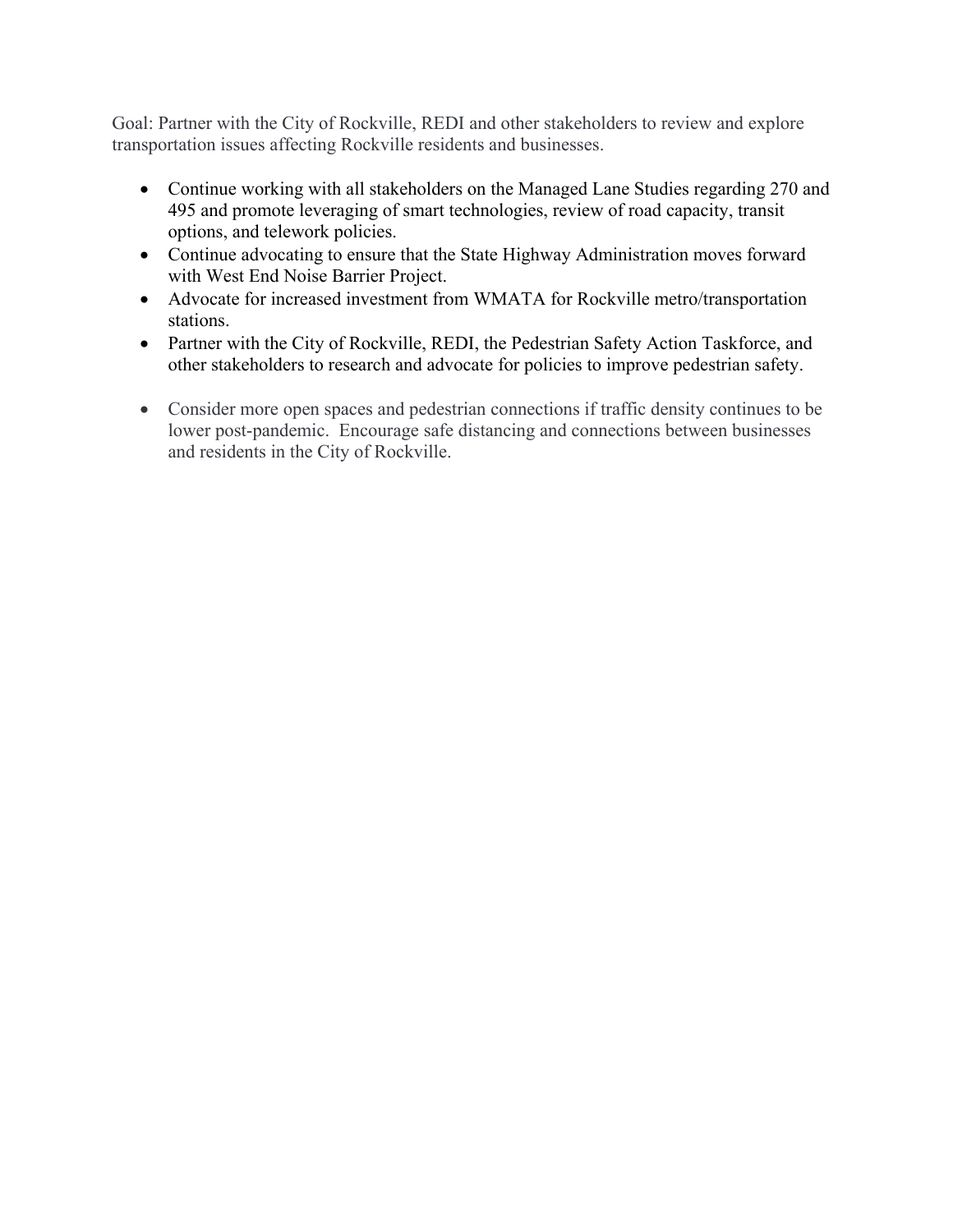Goal: Partner with the City of Rockville, REDI and other stakeholders to review and explore transportation issues affecting Rockville residents and businesses.

- Continue working with all stakeholders on the Managed Lane Studies regarding 270 and 495 and promote leveraging of smart technologies, review of road capacity, transit options, and telework policies.
- Continue advocating to ensure that the State Highway Administration moves forward with West End Noise Barrier Project.
- Advocate for increased investment from WMATA for Rockville metro/transportation stations.
- Partner with the City of Rockville, REDI, the Pedestrian Safety Action Taskforce, and other stakeholders to research and advocate for policies to improve pedestrian safety.
- Consider more open spaces and pedestrian connections if traffic density continues to be lower post-pandemic. Encourage safe distancing and connections between businesses and residents in the City of Rockville.